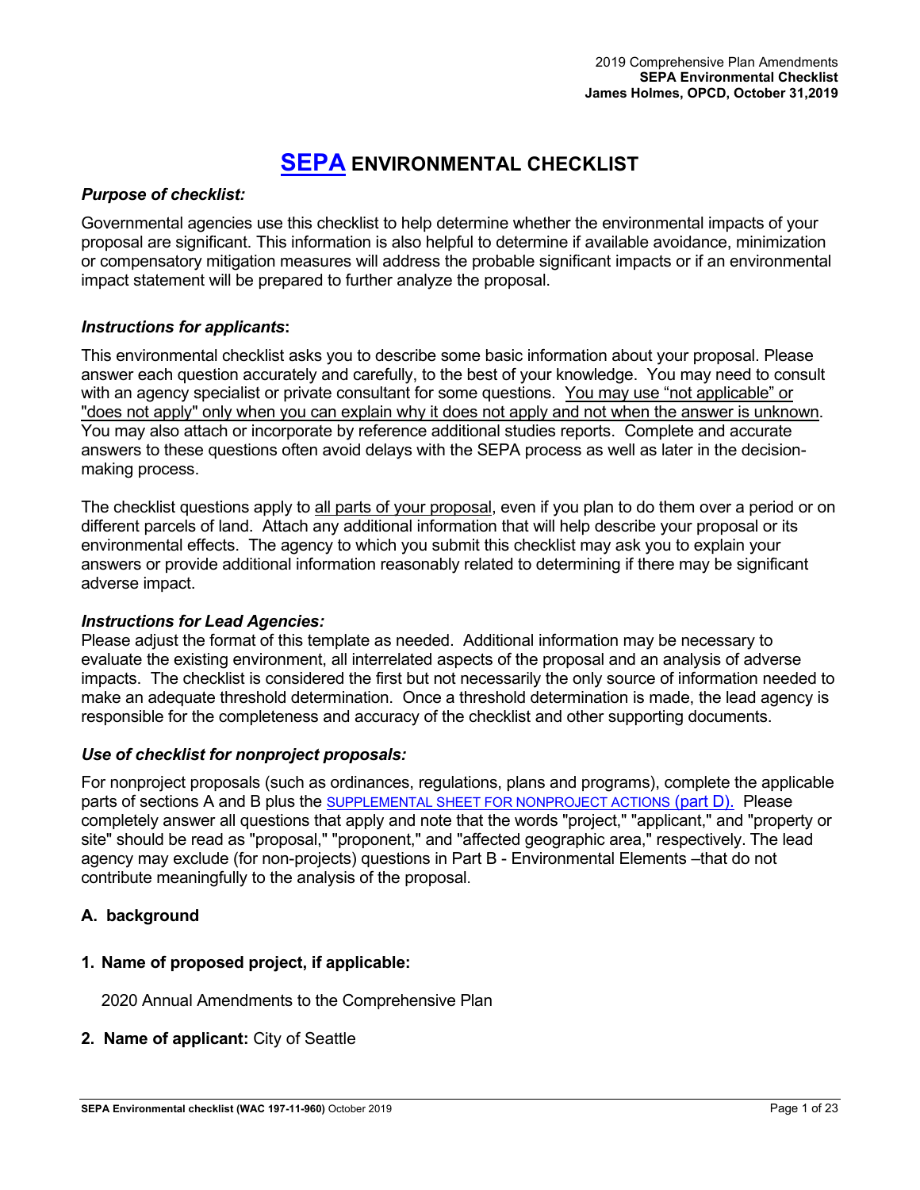# SEPA ENVIRONMENTAL CHECKLIST

***Purpose of checklist:***

Governmental agencies use this checklist to help determine whether the environmental impacts of your proposal are significant. This information is also helpful to determine if available avoidance, minimization or compensatory mitigation measures will address the probable significant impacts or if an environmental impact statement will be prepared to further analyze the proposal.

***Instructions for applicants*:**

This environmental checklist asks you to describe some basic information about your proposal. Please answer each question accurately and carefully, to the best of your knowledge. You may need to consult with an agency specialist or private consultant for some questions. You may use "not applicable" or "does not apply" only when you can explain why it does not apply and not when the answer is unknown. You may also attach or incorporate by reference additional studies reports. Complete and accurate answers to these questions often avoid delays with the SEPA process as well as later in the decision-making process.

The checklist questions apply to all parts of your proposal, even if you plan to do them over a period or on different parcels of land. Attach any additional information that will help describe your proposal or its environmental effects. The agency to which you submit this checklist may ask you to explain your answers or provide additional information reasonably related to determining if there may be significant adverse impact.

***Instructions for Lead Agencies:***

Please adjust the format of this template as needed. Additional information may be necessary to evaluate the existing environment, all interrelated aspects of the proposal and an analysis of adverse impacts. The checklist is considered the first but not necessarily the only source of information needed to make an adequate threshold determination. Once a threshold determination is made, the lead agency is responsible for the completeness and accuracy of the checklist and other supporting documents.

***Use of checklist for nonproject proposals:***

For nonproject proposals (such as ordinances, regulations, plans and programs), complete the applicable parts of sections A and B plus the SUPPLEMENTAL SHEET FOR NONPROJECT ACTIONS (part D). Please completely answer all questions that apply and note that the words "project," "applicant," and "property or site" should be read as "proposal," "proponent," and "affected geographic area," respectively. The lead agency may exclude (for non-projects) questions in Part B - Environmental Elements –that do not contribute meaningfully to the analysis of the proposal.

## A. background

**1. Name of proposed project, if applicable:**

2020 Annual Amendments to the Comprehensive Plan

**2. Name of applicant:** City of Seattle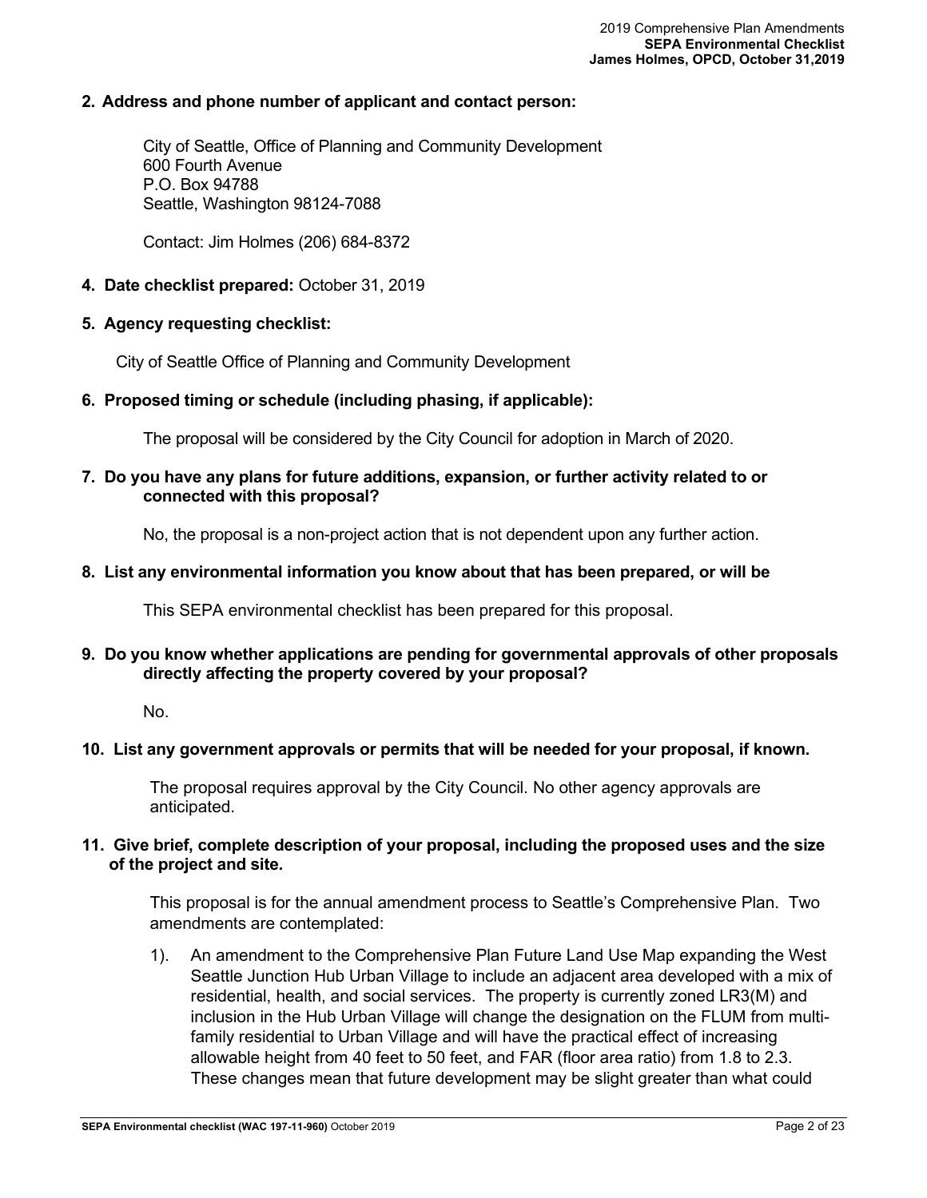**2. Address and phone number of applicant and contact person:**

City of Seattle, Office of Planning and Community Development
600 Fourth Avenue
P.O. Box 94788
Seattle, Washington 98124-7088

Contact: Jim Holmes (206) 684-8372

**4. Date checklist prepared:** October 31, 2019

**5. Agency requesting checklist:**

City of Seattle Office of Planning and Community Development

**6. Proposed timing or schedule (including phasing, if applicable):**

The proposal will be considered by the City Council for adoption in March of 2020.

**7. Do you have any plans for future additions, expansion, or further activity related to or connected with this proposal?**

No, the proposal is a non-project action that is not dependent upon any further action.

**8. List any environmental information you know about that has been prepared, or will be**

This SEPA environmental checklist has been prepared for this proposal.

**9. Do you know whether applications are pending for governmental approvals of other proposals directly affecting the property covered by your proposal?**

No.

**10. List any government approvals or permits that will be needed for your proposal, if known.**

The proposal requires approval by the City Council. No other agency approvals are anticipated.

**11. Give brief, complete description of your proposal, including the proposed uses and the size of the project and site.**

This proposal is for the annual amendment process to Seattle's Comprehensive Plan. Two amendments are contemplated:

1). An amendment to the Comprehensive Plan Future Land Use Map expanding the West Seattle Junction Hub Urban Village to include an adjacent area developed with a mix of residential, health, and social services. The property is currently zoned LR3(M) and inclusion in the Hub Urban Village will change the designation on the FLUM from multi-family residential to Urban Village and will have the practical effect of increasing allowable height from 40 feet to 50 feet, and FAR (floor area ratio) from 1.8 to 2.3. These changes mean that future development may be slight greater than what could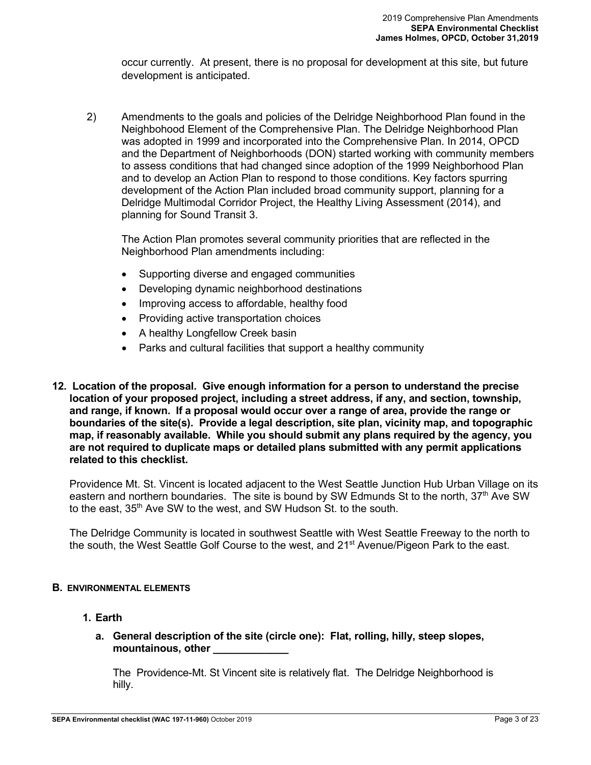occur currently. At present, there is no proposal for development at this site, but future development is anticipated.

2) Amendments to the goals and policies of the Delridge Neighborhood Plan found in the Neighbohood Element of the Comprehensive Plan. The Delridge Neighborhood Plan was adopted in 1999 and incorporated into the Comprehensive Plan. In 2014, OPCD and the Department of Neighborhoods (DON) started working with community members to assess conditions that had changed since adoption of the 1999 Neighborhood Plan and to develop an Action Plan to respond to those conditions. Key factors spurring development of the Action Plan included broad community support, planning for a Delridge Multimodal Corridor Project, the Healthy Living Assessment (2014), and planning for Sound Transit 3.

The Action Plan promotes several community priorities that are reflected in the Neighborhood Plan amendments including:

- Supporting diverse and engaged communities
- Developing dynamic neighborhood destinations
- Improving access to affordable, healthy food
- Providing active transportation choices
- A healthy Longfellow Creek basin
- Parks and cultural facilities that support a healthy community

**12. Location of the proposal. Give enough information for a person to understand the precise location of your proposed project, including a street address, if any, and section, township, and range, if known. If a proposal would occur over a range of area, provide the range or boundaries of the site(s). Provide a legal description, site plan, vicinity map, and topographic map, if reasonably available. While you should submit any plans required by the agency, you are not required to duplicate maps or detailed plans submitted with any permit applications related to this checklist.**

Providence Mt. St. Vincent is located adjacent to the West Seattle Junction Hub Urban Village on its eastern and northern boundaries. The site is bound by SW Edmunds St to the north, 37th Ave SW to the east, 35th Ave SW to the west, and SW Hudson St. to the south.

The Delridge Community is located in southwest Seattle with West Seattle Freeway to the north to the south, the West Seattle Golf Course to the west, and 21st Avenue/Pigeon Park to the east.

## B. ENVIRONMENTAL ELEMENTS

### 1. Earth

**a. General description of the site (circle one): Flat, rolling, hilly, steep slopes, mountainous, other _____________**

The Providence-Mt. St Vincent site is relatively flat. The Delridge Neighborhood is hilly.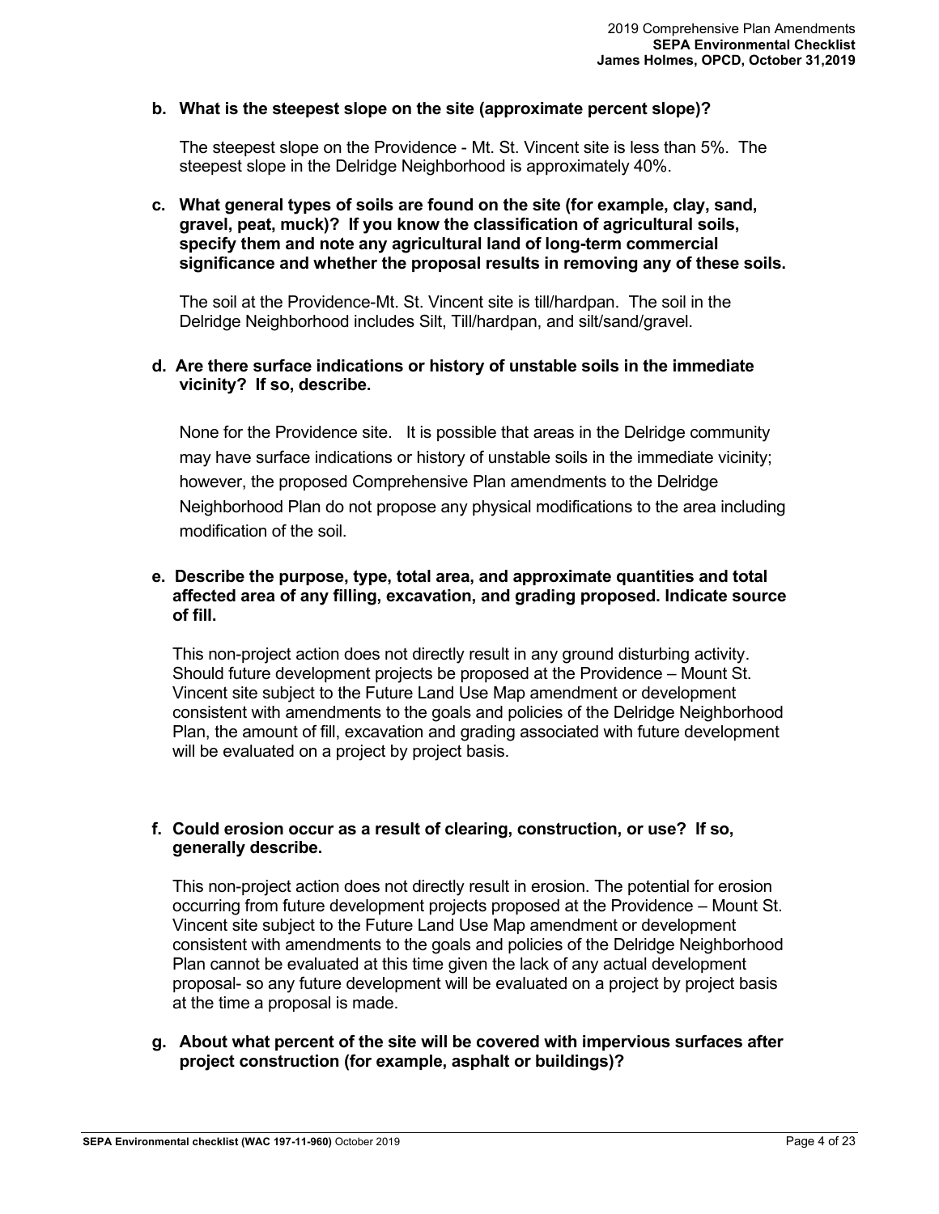**b. What is the steepest slope on the site (approximate percent slope)?**

The steepest slope on the Providence - Mt. St. Vincent site is less than 5%. The steepest slope in the Delridge Neighborhood is approximately 40%.

**c. What general types of soils are found on the site (for example, clay, sand, gravel, peat, muck)? If you know the classification of agricultural soils, specify them and note any agricultural land of long-term commercial significance and whether the proposal results in removing any of these soils.**

The soil at the Providence-Mt. St. Vincent site is till/hardpan. The soil in the Delridge Neighborhood includes Silt, Till/hardpan, and silt/sand/gravel.

**d. Are there surface indications or history of unstable soils in the immediate vicinity? If so, describe.**

None for the Providence site. It is possible that areas in the Delridge community may have surface indications or history of unstable soils in the immediate vicinity; however, the proposed Comprehensive Plan amendments to the Delridge Neighborhood Plan do not propose any physical modifications to the area including modification of the soil.

**e. Describe the purpose, type, total area, and approximate quantities and total affected area of any filling, excavation, and grading proposed. Indicate source of fill.**

This non-project action does not directly result in any ground disturbing activity. Should future development projects be proposed at the Providence – Mount St. Vincent site subject to the Future Land Use Map amendment or development consistent with amendments to the goals and policies of the Delridge Neighborhood Plan, the amount of fill, excavation and grading associated with future development will be evaluated on a project by project basis.

**f. Could erosion occur as a result of clearing, construction, or use? If so, generally describe.**

This non-project action does not directly result in erosion. The potential for erosion occurring from future development projects proposed at the Providence – Mount St. Vincent site subject to the Future Land Use Map amendment or development consistent with amendments to the goals and policies of the Delridge Neighborhood Plan cannot be evaluated at this time given the lack of any actual development proposal- so any future development will be evaluated on a project by project basis at the time a proposal is made.

**g. About what percent of the site will be covered with impervious surfaces after project construction (for example, asphalt or buildings)?**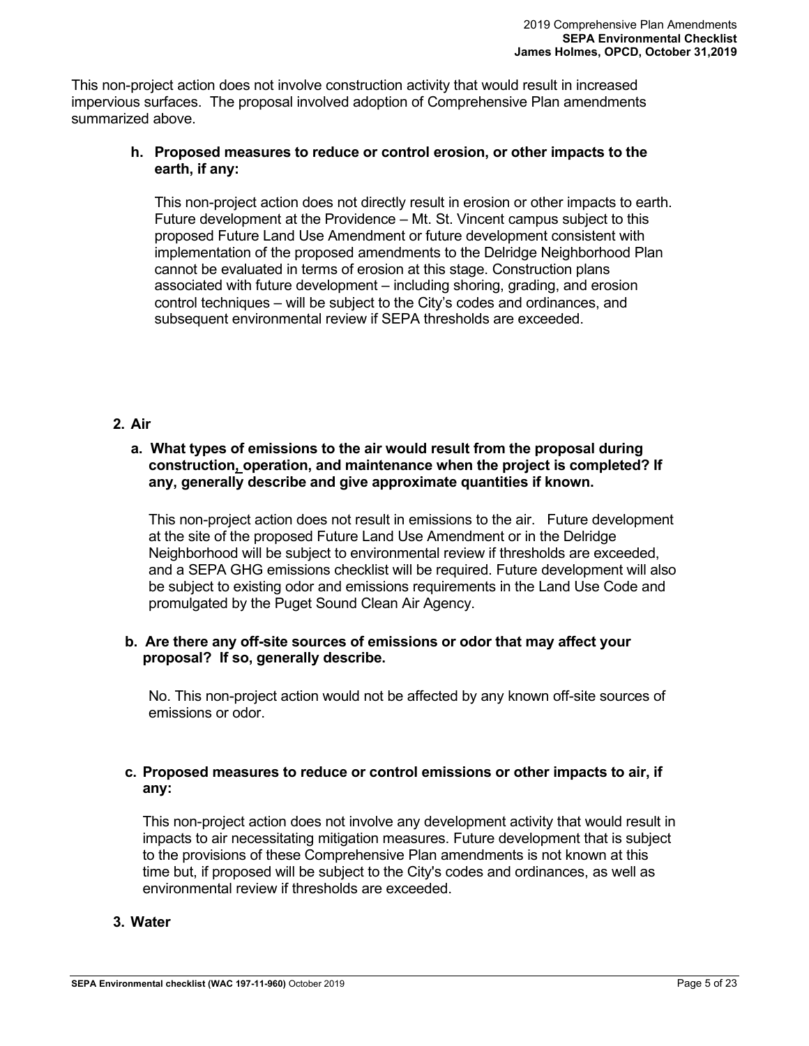This non-project action does not involve construction activity that would result in increased impervious surfaces. The proposal involved adoption of Comprehensive Plan amendments summarized above.

**h. Proposed measures to reduce or control erosion, or other impacts to the earth, if any:**

This non-project action does not directly result in erosion or other impacts to earth. Future development at the Providence – Mt. St. Vincent campus subject to this proposed Future Land Use Amendment or future development consistent with implementation of the proposed amendments to the Delridge Neighborhood Plan cannot be evaluated in terms of erosion at this stage. Construction plans associated with future development – including shoring, grading, and erosion control techniques – will be subject to the City's codes and ordinances, and subsequent environmental review if SEPA thresholds are exceeded.

## 2. Air

**a. What types of emissions to the air would result from the proposal during construction, operation, and maintenance when the project is completed? If any, generally describe and give approximate quantities if known.**

This non-project action does not result in emissions to the air. Future development at the site of the proposed Future Land Use Amendment or in the Delridge Neighborhood will be subject to environmental review if thresholds are exceeded, and a SEPA GHG emissions checklist will be required. Future development will also be subject to existing odor and emissions requirements in the Land Use Code and promulgated by the Puget Sound Clean Air Agency.

**b. Are there any off-site sources of emissions or odor that may affect your proposal? If so, generally describe.**

No. This non-project action would not be affected by any known off-site sources of emissions or odor.

**c. Proposed measures to reduce or control emissions or other impacts to air, if any:**

This non-project action does not involve any development activity that would result in impacts to air necessitating mitigation measures. Future development that is subject to the provisions of these Comprehensive Plan amendments is not known at this time but, if proposed will be subject to the City's codes and ordinances, as well as environmental review if thresholds are exceeded.

## 3. Water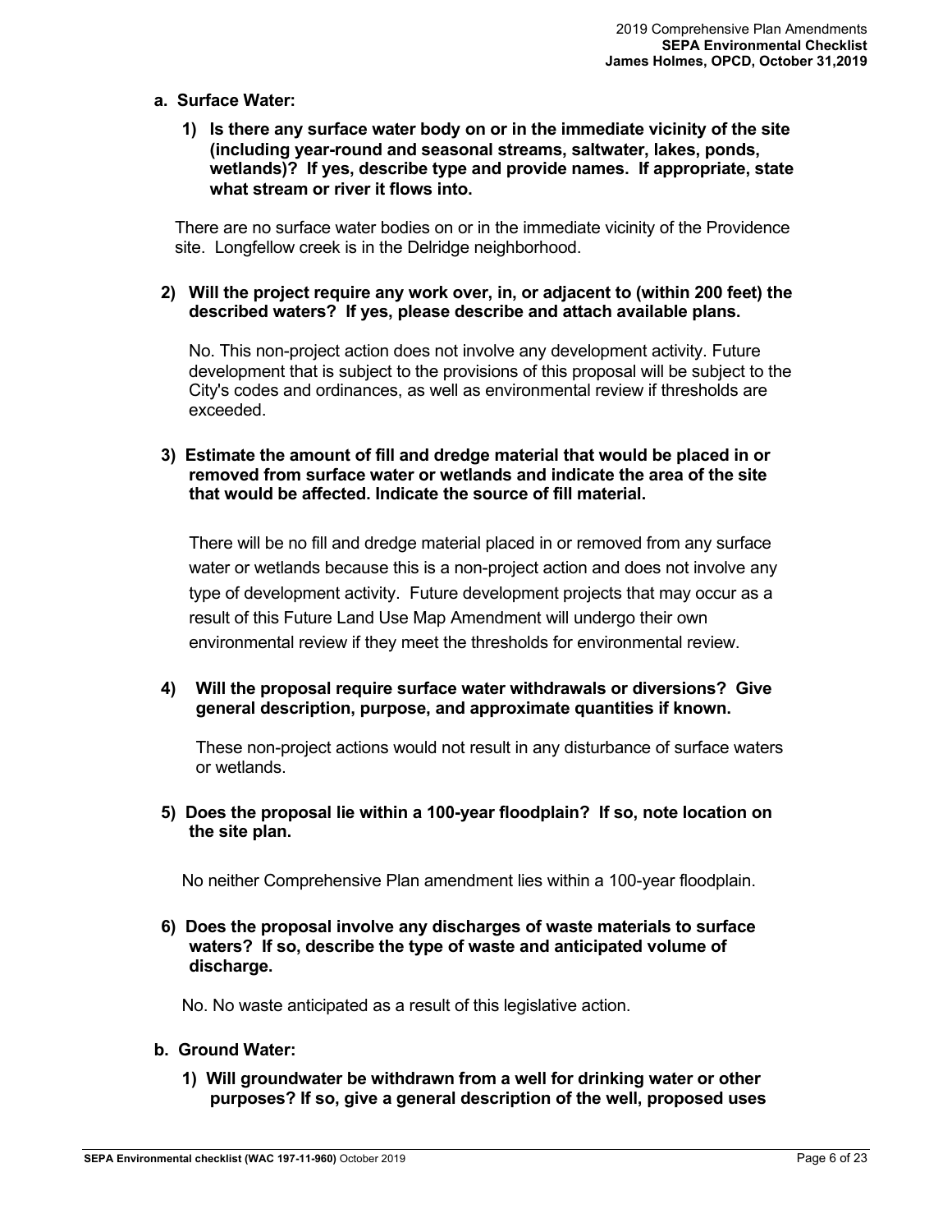**a. Surface Water:**

**1) Is there any surface water body on or in the immediate vicinity of the site (including year-round and seasonal streams, saltwater, lakes, ponds, wetlands)? If yes, describe type and provide names. If appropriate, state what stream or river it flows into.**

There are no surface water bodies on or in the immediate vicinity of the Providence site. Longfellow creek is in the Delridge neighborhood.

**2) Will the project require any work over, in, or adjacent to (within 200 feet) the described waters? If yes, please describe and attach available plans.**

No. This non-project action does not involve any development activity. Future development that is subject to the provisions of this proposal will be subject to the City's codes and ordinances, as well as environmental review if thresholds are exceeded.

**3) Estimate the amount of fill and dredge material that would be placed in or removed from surface water or wetlands and indicate the area of the site that would be affected. Indicate the source of fill material.**

There will be no fill and dredge material placed in or removed from any surface water or wetlands because this is a non-project action and does not involve any type of development activity. Future development projects that may occur as a result of this Future Land Use Map Amendment will undergo their own environmental review if they meet the thresholds for environmental review.

**4) Will the proposal require surface water withdrawals or diversions? Give general description, purpose, and approximate quantities if known.**

These non-project actions would not result in any disturbance of surface waters or wetlands.

**5) Does the proposal lie within a 100-year floodplain? If so, note location on the site plan.**

No neither Comprehensive Plan amendment lies within a 100-year floodplain.

**6) Does the proposal involve any discharges of waste materials to surface waters? If so, describe the type of waste and anticipated volume of discharge.**

No. No waste anticipated as a result of this legislative action.

**b. Ground Water:**

**1) Will groundwater be withdrawn from a well for drinking water or other purposes? If so, give a general description of the well, proposed uses**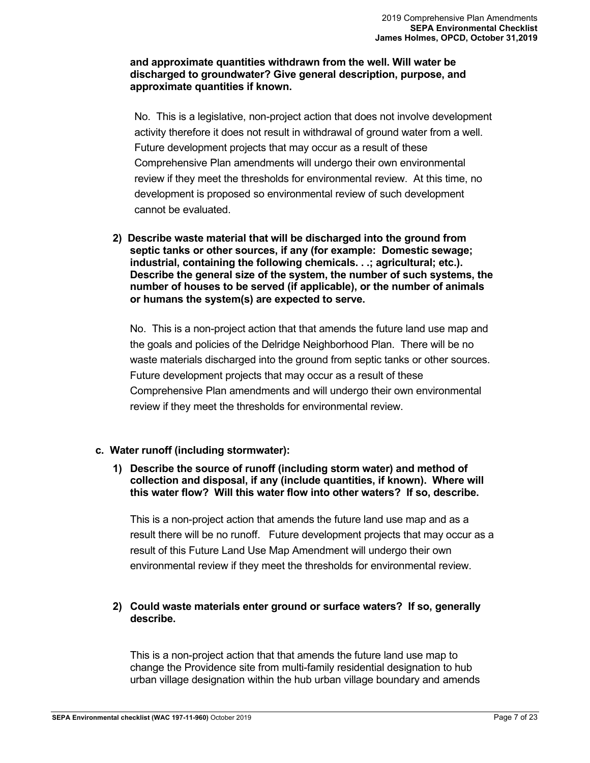**and approximate quantities withdrawn from the well. Will water be discharged to groundwater? Give general description, purpose, and approximate quantities if known.**

No. This is a legislative, non-project action that does not involve development activity therefore it does not result in withdrawal of ground water from a well. Future development projects that may occur as a result of these Comprehensive Plan amendments will undergo their own environmental review if they meet the thresholds for environmental review. At this time, no development is proposed so environmental review of such development cannot be evaluated.

2) **Describe waste material that will be discharged into the ground from septic tanks or other sources, if any (for example: Domestic sewage; industrial, containing the following chemicals. . .; agricultural; etc.). Describe the general size of the system, the number of such systems, the number of houses to be served (if applicable), or the number of animals or humans the system(s) are expected to serve.**

No. This is a non-project action that that amends the future land use map and the goals and policies of the Delridge Neighborhood Plan. There will be no waste materials discharged into the ground from septic tanks or other sources. Future development projects that may occur as a result of these Comprehensive Plan amendments and will undergo their own environmental review if they meet the thresholds for environmental review.

**c. Water runoff (including stormwater):**

1) **Describe the source of runoff (including storm water) and method of collection and disposal, if any (include quantities, if known). Where will this water flow? Will this water flow into other waters? If so, describe.**

This is a non-project action that amends the future land use map and as a result there will be no runoff. Future development projects that may occur as a result of this Future Land Use Map Amendment will undergo their own environmental review if they meet the thresholds for environmental review.

2) **Could waste materials enter ground or surface waters? If so, generally describe.**

This is a non-project action that that amends the future land use map to change the Providence site from multi-family residential designation to hub urban village designation within the hub urban village boundary and amends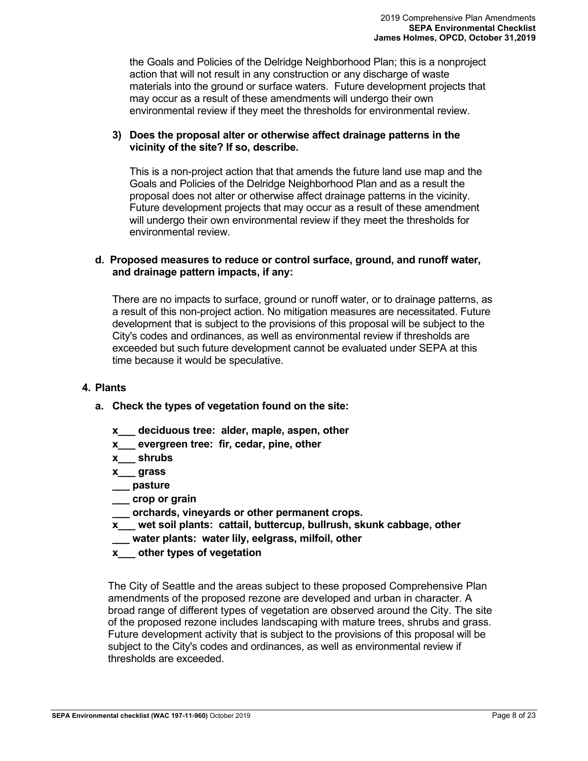the Goals and Policies of the Delridge Neighborhood Plan; this is a nonproject action that will not result in any construction or any discharge of waste materials into the ground or surface waters. Future development projects that may occur as a result of these amendments will undergo their own environmental review if they meet the thresholds for environmental review.

**3) Does the proposal alter or otherwise affect drainage patterns in the vicinity of the site? If so, describe.**

This is a non-project action that that amends the future land use map and the Goals and Policies of the Delridge Neighborhood Plan and as a result the proposal does not alter or otherwise affect drainage patterns in the vicinity. Future development projects that may occur as a result of these amendment will undergo their own environmental review if they meet the thresholds for environmental review.

**d. Proposed measures to reduce or control surface, ground, and runoff water, and drainage pattern impacts, if any:**

There are no impacts to surface, ground or runoff water, or to drainage patterns, as a result of this non-project action. No mitigation measures are necessitated. Future development that is subject to the provisions of this proposal will be subject to the City's codes and ordinances, as well as environmental review if thresholds are exceeded but such future development cannot be evaluated under SEPA at this time because it would be speculative.

## 4. Plants

**a. Check the types of vegetation found on the site:**

**x___ deciduous tree: alder, maple, aspen, other**
**x___ evergreen tree: fir, cedar, pine, other**
**x___ shrubs**
**x___ grass**
**___ pasture**
**___ crop or grain**
**___ orchards, vineyards or other permanent crops.**
**x___ wet soil plants: cattail, buttercup, bullrush, skunk cabbage, other**
**___ water plants: water lily, eelgrass, milfoil, other**
**x___ other types of vegetation**

The City of Seattle and the areas subject to these proposed Comprehensive Plan amendments of the proposed rezone are developed and urban in character. A broad range of different types of vegetation are observed around the City. The site of the proposed rezone includes landscaping with mature trees, shrubs and grass. Future development activity that is subject to the provisions of this proposal will be subject to the City's codes and ordinances, as well as environmental review if thresholds are exceeded.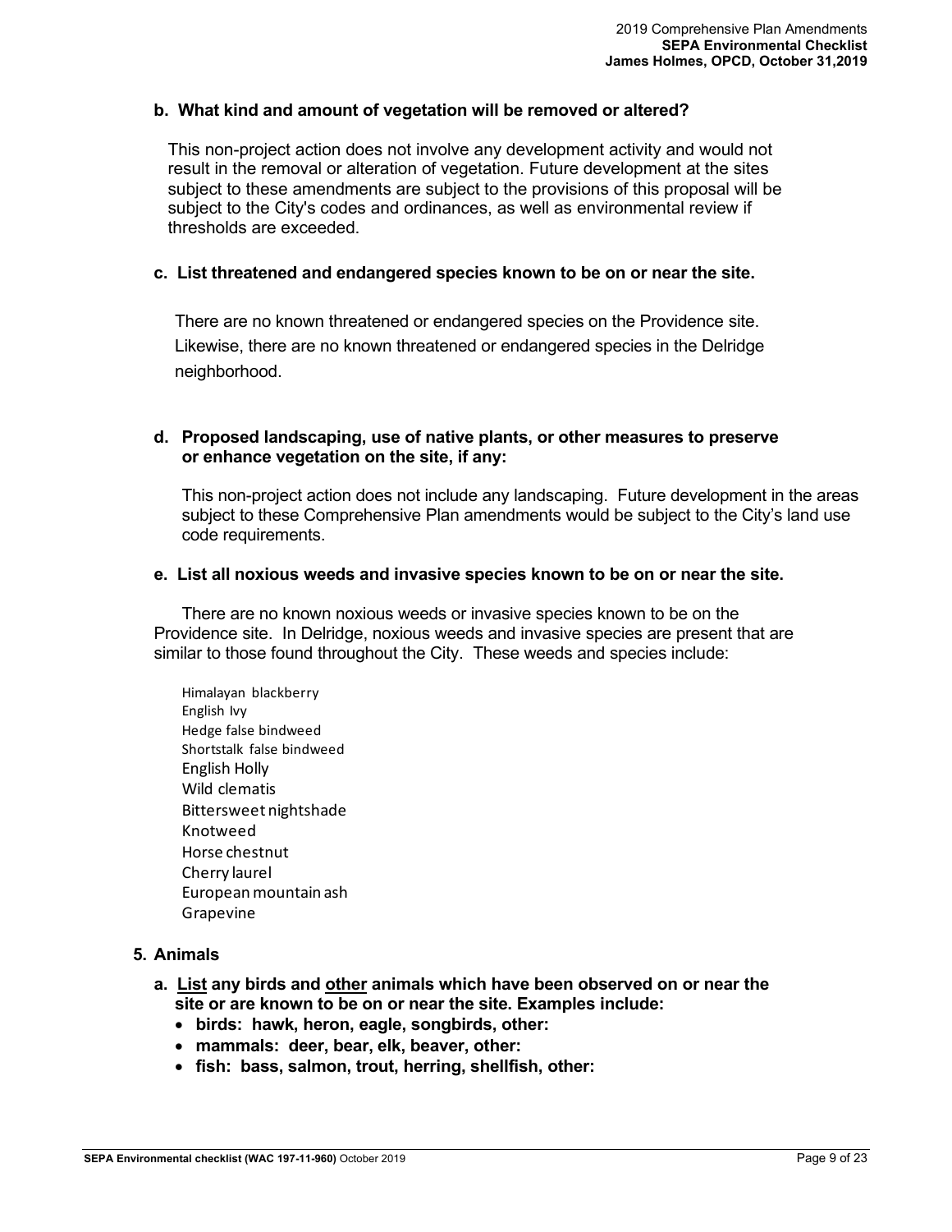**b. What kind and amount of vegetation will be removed or altered?**

This non-project action does not involve any development activity and would not result in the removal or alteration of vegetation. Future development at the sites subject to these amendments are subject to the provisions of this proposal will be subject to the City's codes and ordinances, as well as environmental review if thresholds are exceeded.

**c. List threatened and endangered species known to be on or near the site.**

There are no known threatened or endangered species on the Providence site. Likewise, there are no known threatened or endangered species in the Delridge neighborhood.

**d. Proposed landscaping, use of native plants, or other measures to preserve or enhance vegetation on the site, if any:**

This non-project action does not include any landscaping. Future development in the areas subject to these Comprehensive Plan amendments would be subject to the City's land use code requirements.

**e. List all noxious weeds and invasive species known to be on or near the site.**

There are no known noxious weeds or invasive species known to be on the Providence site. In Delridge, noxious weeds and invasive species are present that are similar to those found throughout the City. These weeds and species include:

Himalayan blackberry  
English Ivy  
Hedge false bindweed  
Shortstalk false bindweed  
English Holly  
Wild clematis  
Bittersweet nightshade  
Knotweed  
Horse chestnut  
Cherry laurel  
European mountain ash  
Grapevine

**5. Animals**

**a. <u>List</u> any birds and <u>other</u> animals which have been observed on or near the site or are known to be on or near the site. Examples include:**

- **birds: hawk, heron, eagle, songbirds, other:**
- **mammals: deer, bear, elk, beaver, other:**
- **fish: bass, salmon, trout, herring, shellfish, other:**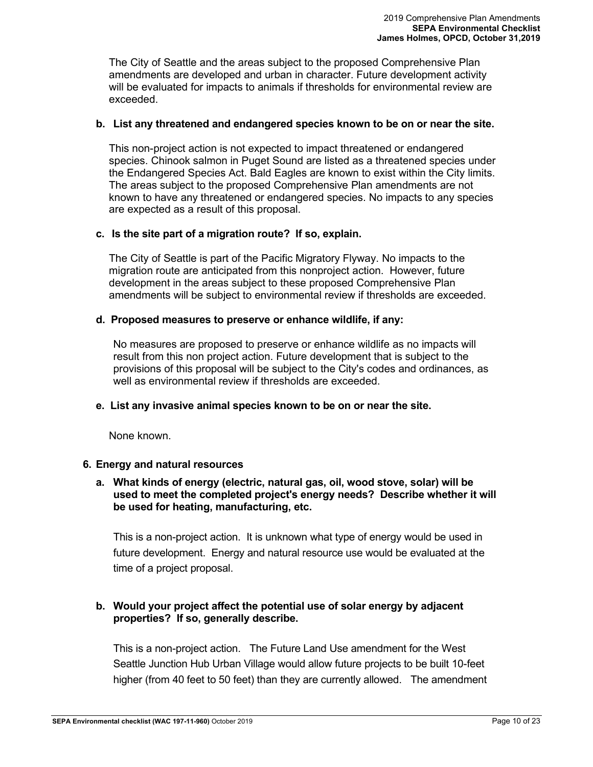The City of Seattle and the areas subject to the proposed Comprehensive Plan amendments are developed and urban in character. Future development activity will be evaluated for impacts to animals if thresholds for environmental review are exceeded.

**b. List any threatened and endangered species known to be on or near the site.**

This non-project action is not expected to impact threatened or endangered species. Chinook salmon in Puget Sound are listed as a threatened species under the Endangered Species Act. Bald Eagles are known to exist within the City limits. The areas subject to the proposed Comprehensive Plan amendments are not known to have any threatened or endangered species. No impacts to any species are expected as a result of this proposal.

**c. Is the site part of a migration route? If so, explain.**

The City of Seattle is part of the Pacific Migratory Flyway. No impacts to the migration route are anticipated from this nonproject action. However, future development in the areas subject to these proposed Comprehensive Plan amendments will be subject to environmental review if thresholds are exceeded.

**d. Proposed measures to preserve or enhance wildlife, if any:**

No measures are proposed to preserve or enhance wildlife as no impacts will result from this non project action. Future development that is subject to the provisions of this proposal will be subject to the City's codes and ordinances, as well as environmental review if thresholds are exceeded.

**e. List any invasive animal species known to be on or near the site.**

None known.

### 6. Energy and natural resources

**a. What kinds of energy (electric, natural gas, oil, wood stove, solar) will be used to meet the completed project's energy needs? Describe whether it will be used for heating, manufacturing, etc.**

This is a non-project action. It is unknown what type of energy would be used in future development. Energy and natural resource use would be evaluated at the time of a project proposal.

**b. Would your project affect the potential use of solar energy by adjacent properties? If so, generally describe.**

This is a non-project action. The Future Land Use amendment for the West Seattle Junction Hub Urban Village would allow future projects to be built 10-feet higher (from 40 feet to 50 feet) than they are currently allowed. The amendment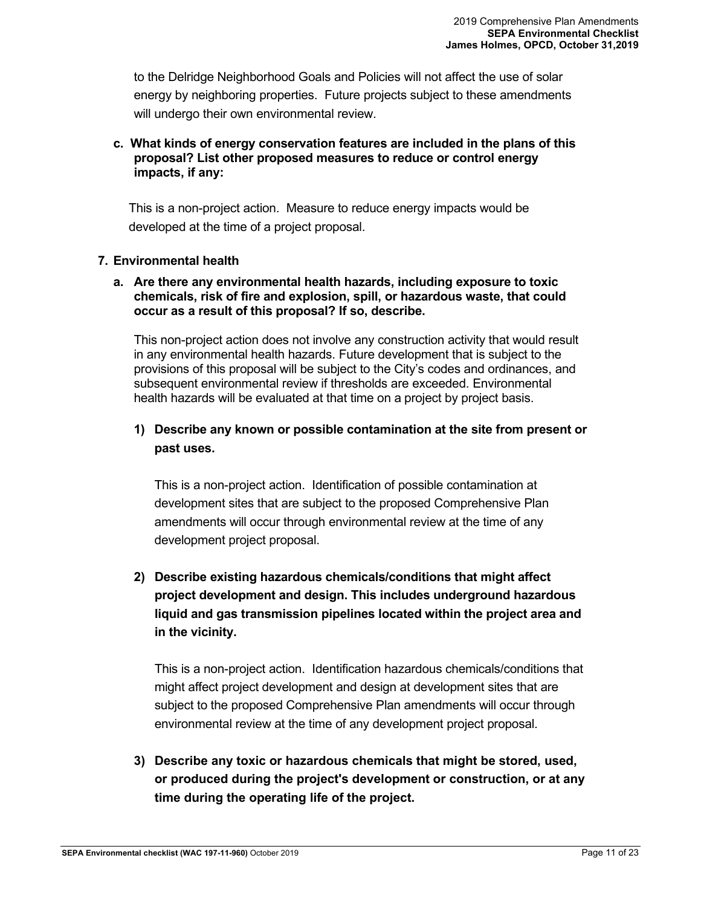to the Delridge Neighborhood Goals and Policies will not affect the use of solar energy by neighboring properties. Future projects subject to these amendments will undergo their own environmental review.

**c. What kinds of energy conservation features are included in the plans of this proposal? List other proposed measures to reduce or control energy impacts, if any:**

This is a non-project action. Measure to reduce energy impacts would be developed at the time of a project proposal.

**7. Environmental health**

**a. Are there any environmental health hazards, including exposure to toxic chemicals, risk of fire and explosion, spill, or hazardous waste, that could occur as a result of this proposal? If so, describe.**

This non-project action does not involve any construction activity that would result in any environmental health hazards. Future development that is subject to the provisions of this proposal will be subject to the City's codes and ordinances, and subsequent environmental review if thresholds are exceeded. Environmental health hazards will be evaluated at that time on a project by project basis.

**1) Describe any known or possible contamination at the site from present or past uses.**

This is a non-project action. Identification of possible contamination at development sites that are subject to the proposed Comprehensive Plan amendments will occur through environmental review at the time of any development project proposal.

**2) Describe existing hazardous chemicals/conditions that might affect project development and design. This includes underground hazardous liquid and gas transmission pipelines located within the project area and in the vicinity.**

This is a non-project action. Identification hazardous chemicals/conditions that might affect project development and design at development sites that are subject to the proposed Comprehensive Plan amendments will occur through environmental review at the time of any development project proposal.

**3) Describe any toxic or hazardous chemicals that might be stored, used, or produced during the project's development or construction, or at any time during the operating life of the project.**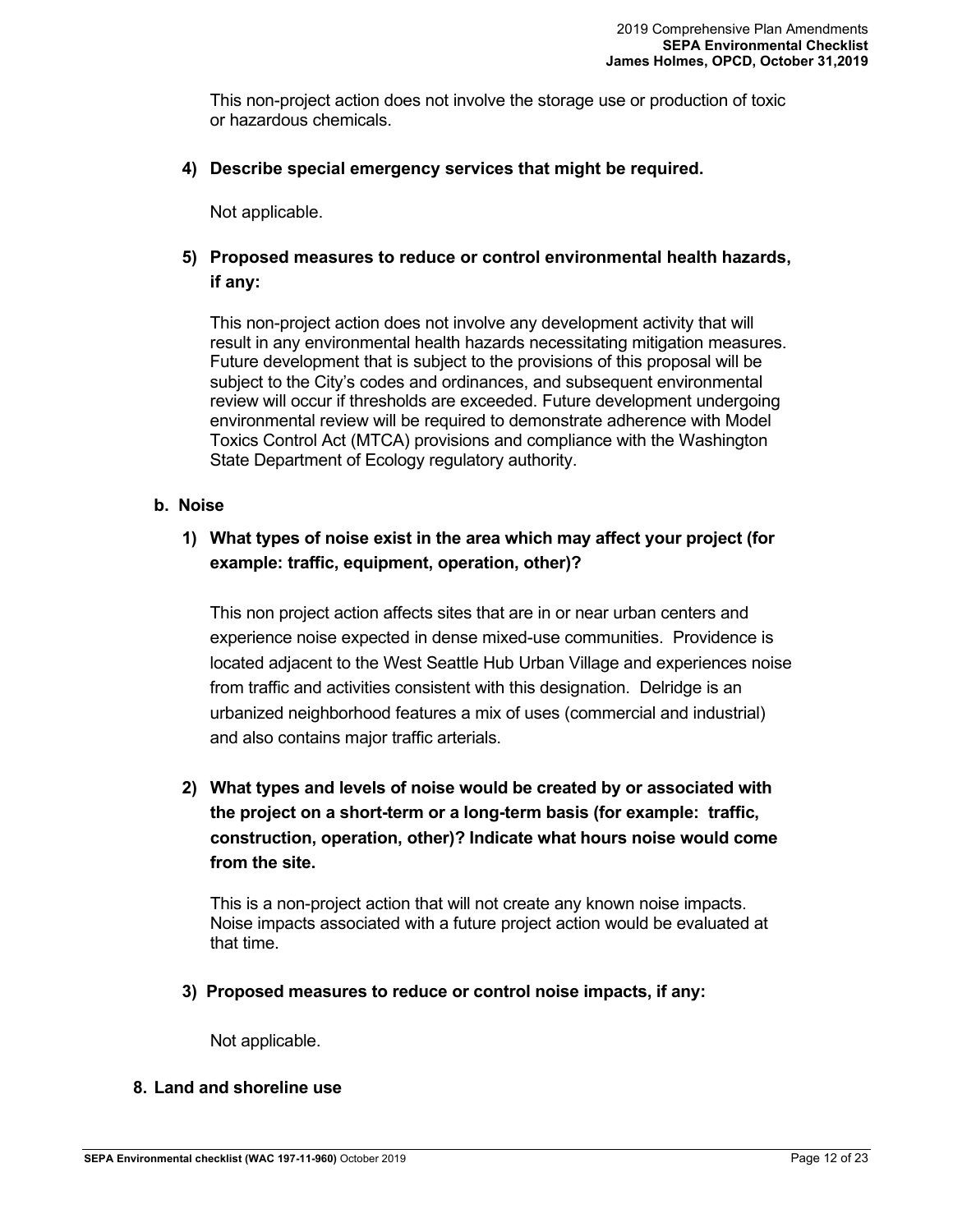This non-project action does not involve the storage use or production of toxic or hazardous chemicals.

**4) Describe special emergency services that might be required.**

Not applicable.

**5) Proposed measures to reduce or control environmental health hazards, if any:**

This non-project action does not involve any development activity that will result in any environmental health hazards necessitating mitigation measures. Future development that is subject to the provisions of this proposal will be subject to the City's codes and ordinances, and subsequent environmental review will occur if thresholds are exceeded. Future development undergoing environmental review will be required to demonstrate adherence with Model Toxics Control Act (MTCA) provisions and compliance with the Washington State Department of Ecology regulatory authority.

### b. Noise

**1) What types of noise exist in the area which may affect your project (for example: traffic, equipment, operation, other)?**

This non project action affects sites that are in or near urban centers and experience noise expected in dense mixed-use communities. Providence is located adjacent to the West Seattle Hub Urban Village and experiences noise from traffic and activities consistent with this designation. Delridge is an urbanized neighborhood features a mix of uses (commercial and industrial) and also contains major traffic arterials.

**2) What types and levels of noise would be created by or associated with the project on a short-term or a long-term basis (for example: traffic, construction, operation, other)? Indicate what hours noise would come from the site.**

This is a non-project action that will not create any known noise impacts. Noise impacts associated with a future project action would be evaluated at that time.

**3) Proposed measures to reduce or control noise impacts, if any:**

Not applicable.

## 8. Land and shoreline use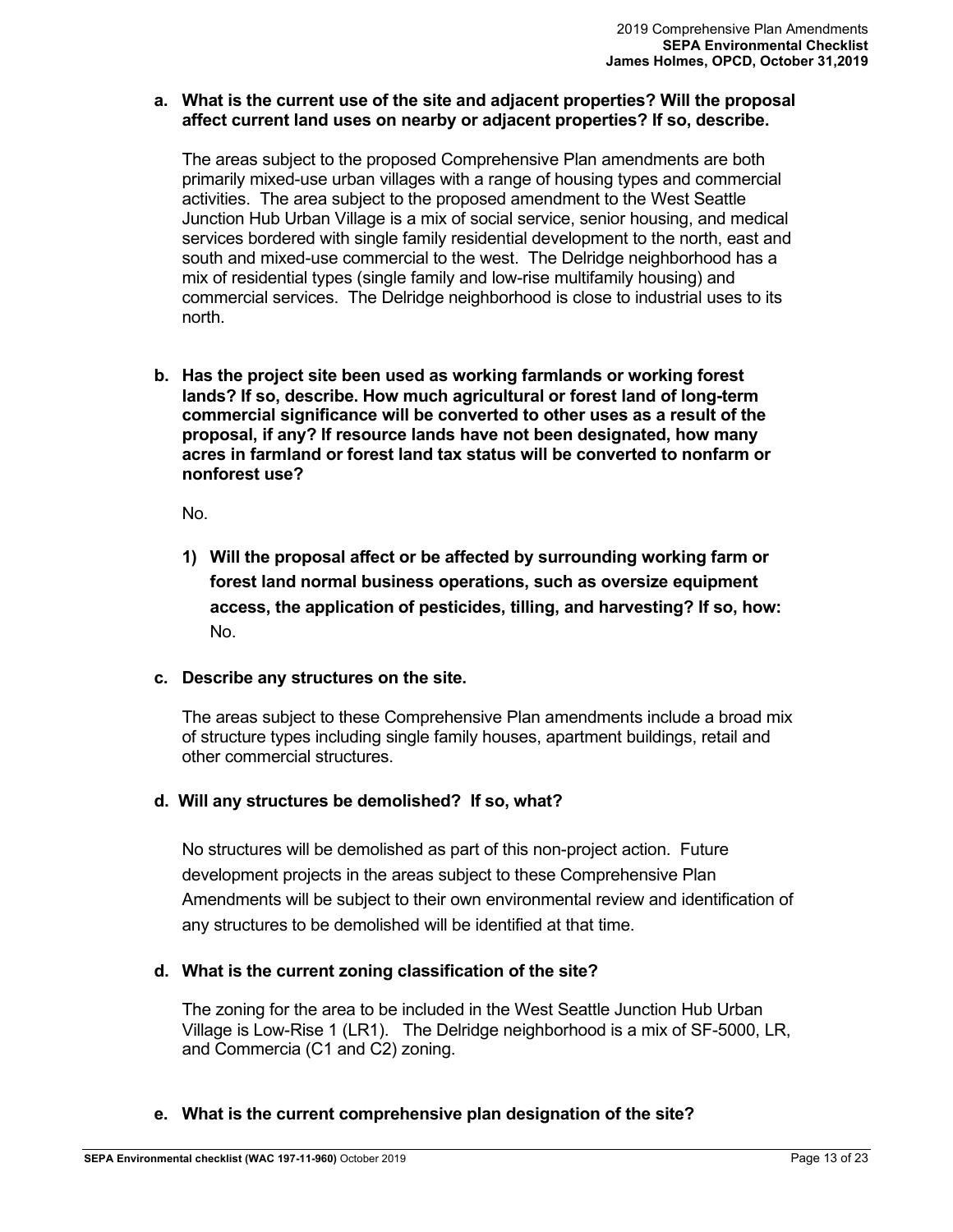**a. What is the current use of the site and adjacent properties? Will the proposal affect current land uses on nearby or adjacent properties? If so, describe.**

The areas subject to the proposed Comprehensive Plan amendments are both primarily mixed-use urban villages with a range of housing types and commercial activities. The area subject to the proposed amendment to the West Seattle Junction Hub Urban Village is a mix of social service, senior housing, and medical services bordered with single family residential development to the north, east and south and mixed-use commercial to the west. The Delridge neighborhood has a mix of residential types (single family and low-rise multifamily housing) and commercial services. The Delridge neighborhood is close to industrial uses to its north.

**b. Has the project site been used as working farmlands or working forest lands? If so, describe. How much agricultural or forest land of long-term commercial significance will be converted to other uses as a result of the proposal, if any? If resource lands have not been designated, how many acres in farmland or forest land tax status will be converted to nonfarm or nonforest use?**

No.

1) **Will the proposal affect or be affected by surrounding working farm or forest land normal business operations, such as oversize equipment access, the application of pesticides, tilling, and harvesting? If so, how:** No.

**c. Describe any structures on the site.**

The areas subject to these Comprehensive Plan amendments include a broad mix of structure types including single family houses, apartment buildings, retail and other commercial structures.

**d. Will any structures be demolished? If so, what?**

No structures will be demolished as part of this non-project action. Future development projects in the areas subject to these Comprehensive Plan Amendments will be subject to their own environmental review and identification of any structures to be demolished will be identified at that time.

**d. What is the current zoning classification of the site?**

The zoning for the area to be included in the West Seattle Junction Hub Urban Village is Low-Rise 1 (LR1). The Delridge neighborhood is a mix of SF-5000, LR, and Commercia (C1 and C2) zoning.

**e. What is the current comprehensive plan designation of the site?**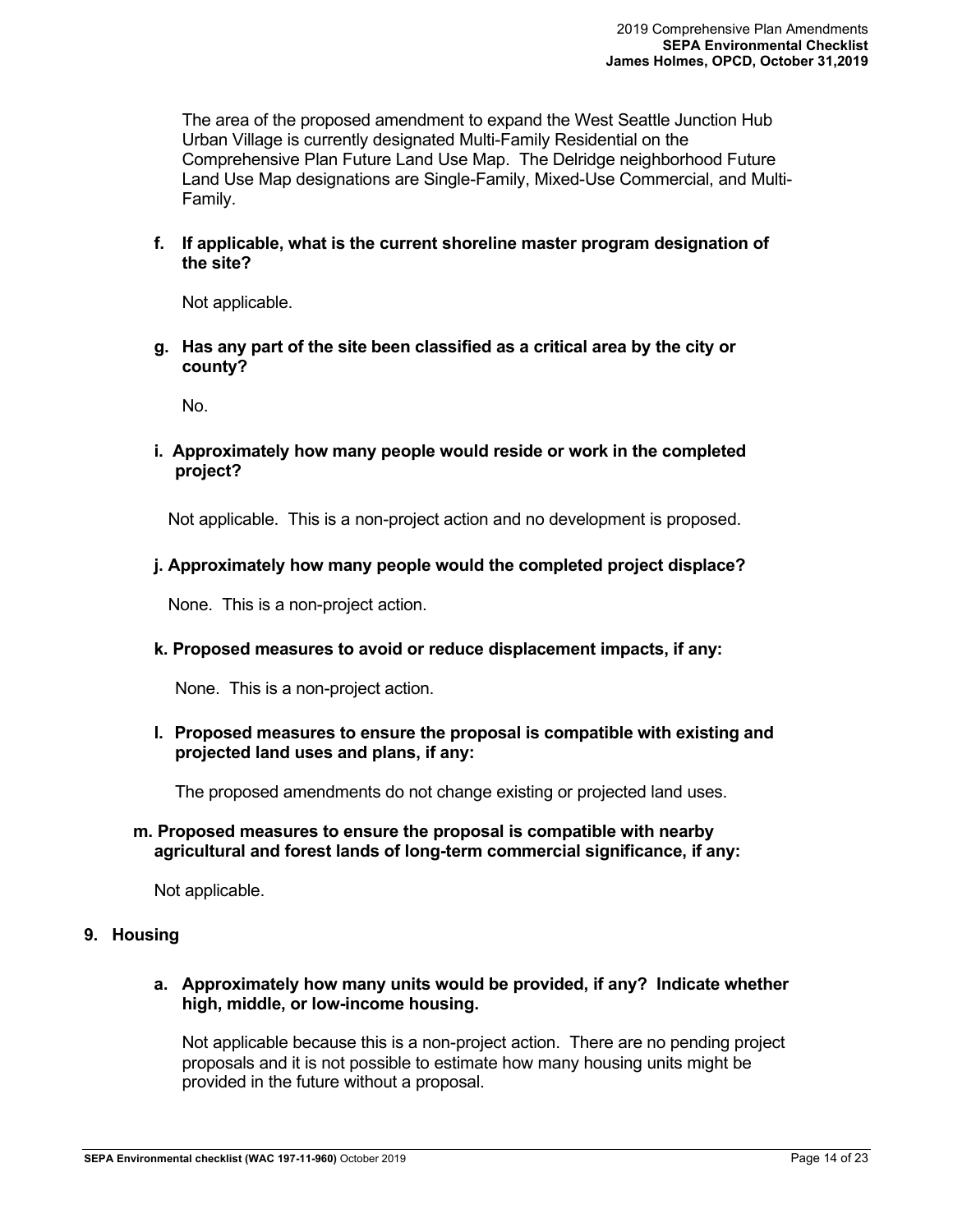The area of the proposed amendment to expand the West Seattle Junction Hub Urban Village is currently designated Multi-Family Residential on the Comprehensive Plan Future Land Use Map. The Delridge neighborhood Future Land Use Map designations are Single-Family, Mixed-Use Commercial, and Multi-Family.

**f. If applicable, what is the current shoreline master program designation of the site?**

Not applicable.

**g. Has any part of the site been classified as a critical area by the city or county?**

No.

**i. Approximately how many people would reside or work in the completed project?**

Not applicable. This is a non-project action and no development is proposed.

**j. Approximately how many people would the completed project displace?**

None. This is a non-project action.

**k. Proposed measures to avoid or reduce displacement impacts, if any:**

None. This is a non-project action.

**l. Proposed measures to ensure the proposal is compatible with existing and projected land uses and plans, if any:**

The proposed amendments do not change existing or projected land uses.

**m. Proposed measures to ensure the proposal is compatible with nearby agricultural and forest lands of long-term commercial significance, if any:**

Not applicable.

## 9. Housing

**a. Approximately how many units would be provided, if any? Indicate whether high, middle, or low-income housing.**

Not applicable because this is a non-project action. There are no pending project proposals and it is not possible to estimate how many housing units might be provided in the future without a proposal.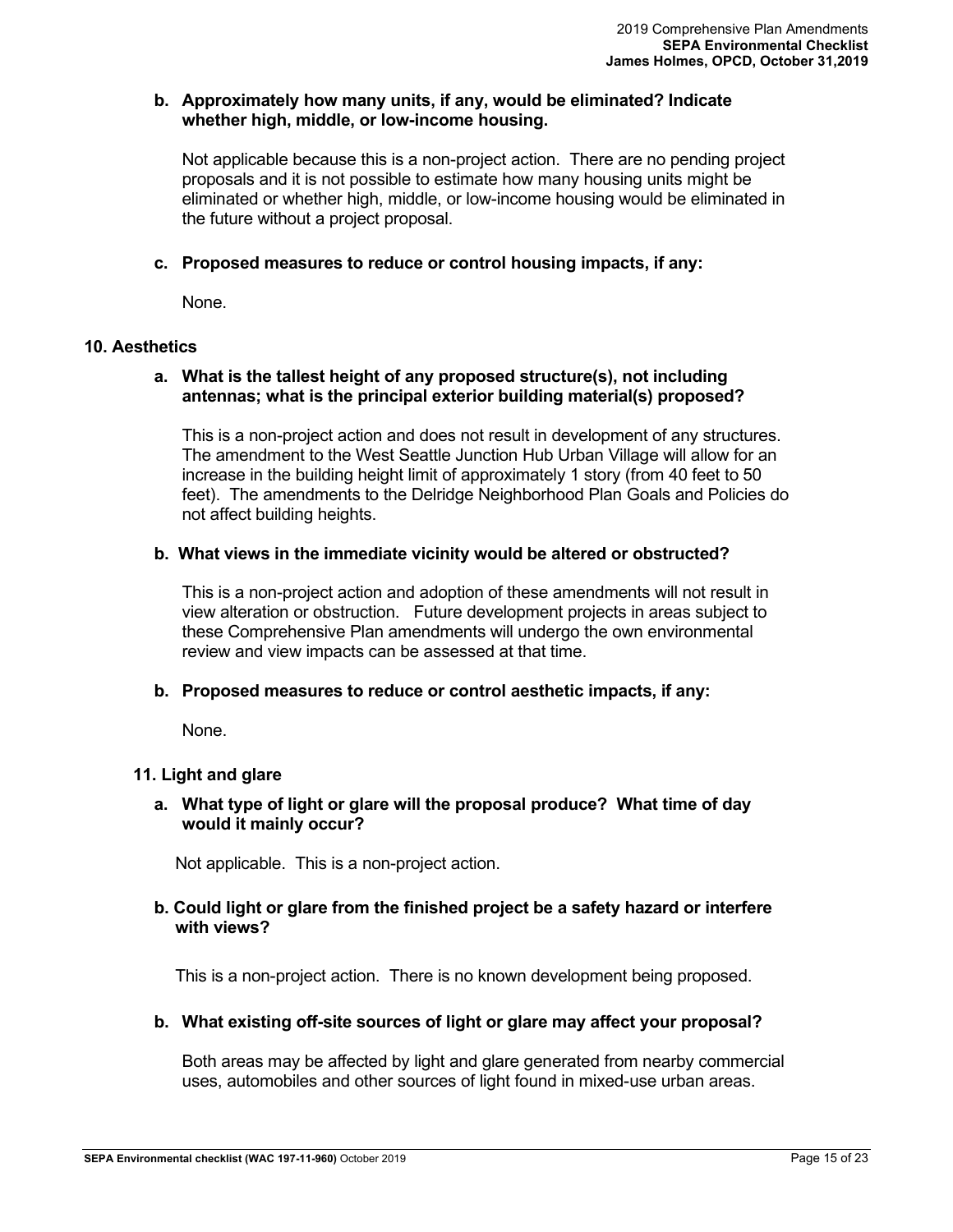**b. Approximately how many units, if any, would be eliminated? Indicate whether high, middle, or low-income housing.**

Not applicable because this is a non-project action. There are no pending project proposals and it is not possible to estimate how many housing units might be eliminated or whether high, middle, or low-income housing would be eliminated in the future without a project proposal.

**c. Proposed measures to reduce or control housing impacts, if any:**

None.

## 10. Aesthetics

**a. What is the tallest height of any proposed structure(s), not including antennas; what is the principal exterior building material(s) proposed?**

This is a non-project action and does not result in development of any structures. The amendment to the West Seattle Junction Hub Urban Village will allow for an increase in the building height limit of approximately 1 story (from 40 feet to 50 feet). The amendments to the Delridge Neighborhood Plan Goals and Policies do not affect building heights.

**b. What views in the immediate vicinity would be altered or obstructed?**

This is a non-project action and adoption of these amendments will not result in view alteration or obstruction. Future development projects in areas subject to these Comprehensive Plan amendments will undergo the own environmental review and view impacts can be assessed at that time.

**b. Proposed measures to reduce or control aesthetic impacts, if any:**

None.

## 11. Light and glare

**a. What type of light or glare will the proposal produce? What time of day would it mainly occur?**

Not applicable. This is a non-project action.

**b. Could light or glare from the finished project be a safety hazard or interfere with views?**

This is a non-project action. There is no known development being proposed.

**b. What existing off-site sources of light or glare may affect your proposal?**

Both areas may be affected by light and glare generated from nearby commercial uses, automobiles and other sources of light found in mixed-use urban areas.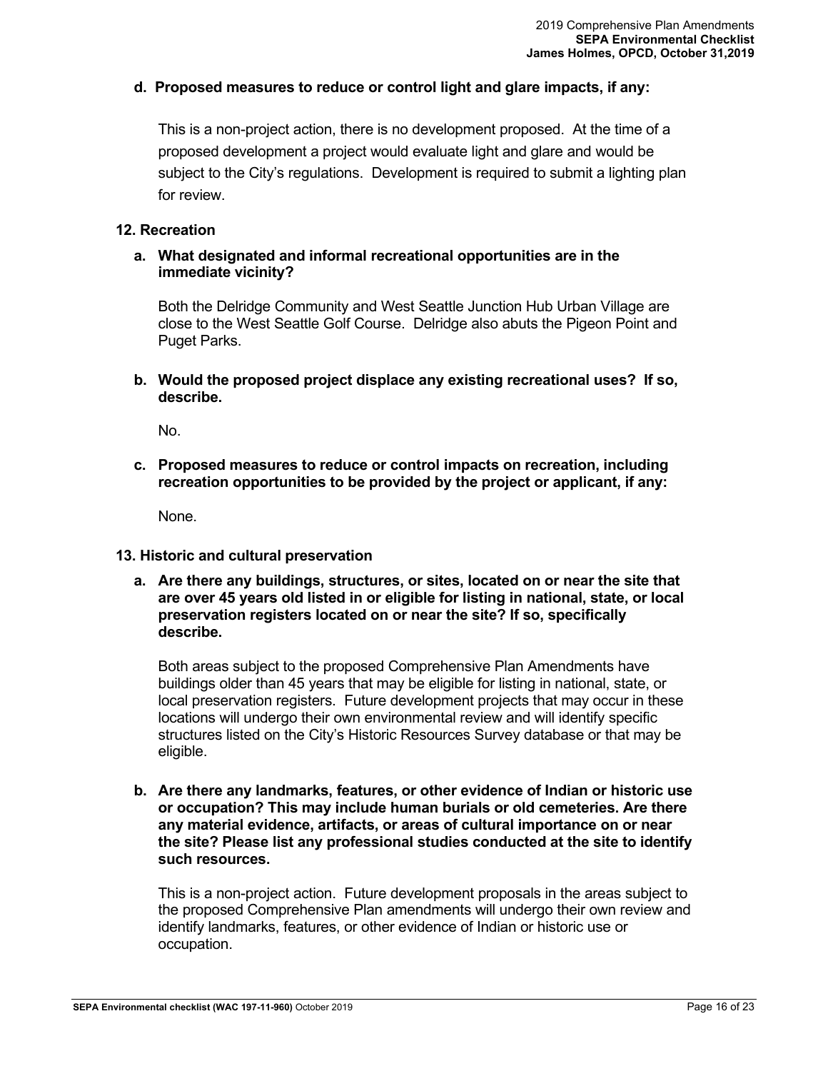**d. Proposed measures to reduce or control light and glare impacts, if any:**

This is a non-project action, there is no development proposed. At the time of a proposed development a project would evaluate light and glare and would be subject to the City's regulations. Development is required to submit a lighting plan for review.

## 12. Recreation

**a. What designated and informal recreational opportunities are in the immediate vicinity?**

Both the Delridge Community and West Seattle Junction Hub Urban Village are close to the West Seattle Golf Course. Delridge also abuts the Pigeon Point and Puget Parks.

**b. Would the proposed project displace any existing recreational uses? If so, describe.**

No.

**c. Proposed measures to reduce or control impacts on recreation, including recreation opportunities to be provided by the project or applicant, if any:**

None.

## 13. Historic and cultural preservation

**a. Are there any buildings, structures, or sites, located on or near the site that are over 45 years old listed in or eligible for listing in national, state, or local preservation registers located on or near the site? If so, specifically describe.**

Both areas subject to the proposed Comprehensive Plan Amendments have buildings older than 45 years that may be eligible for listing in national, state, or local preservation registers. Future development projects that may occur in these locations will undergo their own environmental review and will identify specific structures listed on the City's Historic Resources Survey database or that may be eligible.

**b. Are there any landmarks, features, or other evidence of Indian or historic use or occupation? This may include human burials or old cemeteries. Are there any material evidence, artifacts, or areas of cultural importance on or near the site? Please list any professional studies conducted at the site to identify such resources.**

This is a non-project action. Future development proposals in the areas subject to the proposed Comprehensive Plan amendments will undergo their own review and identify landmarks, features, or other evidence of Indian or historic use or occupation.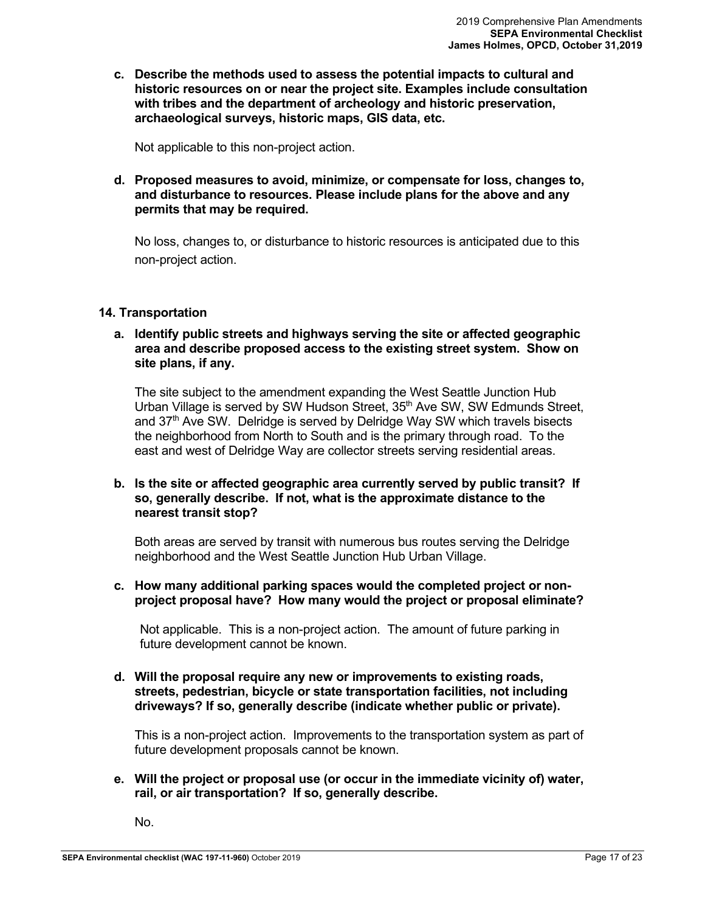**c. Describe the methods used to assess the potential impacts to cultural and historic resources on or near the project site. Examples include consultation with tribes and the department of archeology and historic preservation, archaeological surveys, historic maps, GIS data, etc.**

Not applicable to this non-project action.

**d. Proposed measures to avoid, minimize, or compensate for loss, changes to, and disturbance to resources. Please include plans for the above and any permits that may be required.**

No loss, changes to, or disturbance to historic resources is anticipated due to this non-project action.

### 14. Transportation

**a. Identify public streets and highways serving the site or affected geographic area and describe proposed access to the existing street system. Show on site plans, if any.**

The site subject to the amendment expanding the West Seattle Junction Hub Urban Village is served by SW Hudson Street, 35th Ave SW, SW Edmunds Street, and 37th Ave SW. Delridge is served by Delridge Way SW which travels bisects the neighborhood from North to South and is the primary through road. To the east and west of Delridge Way are collector streets serving residential areas.

**b. Is the site or affected geographic area currently served by public transit? If so, generally describe. If not, what is the approximate distance to the nearest transit stop?**

Both areas are served by transit with numerous bus routes serving the Delridge neighborhood and the West Seattle Junction Hub Urban Village.

**c. How many additional parking spaces would the completed project or non-project proposal have? How many would the project or proposal eliminate?**

Not applicable. This is a non-project action. The amount of future parking in future development cannot be known.

**d. Will the proposal require any new or improvements to existing roads, streets, pedestrian, bicycle or state transportation facilities, not including driveways? If so, generally describe (indicate whether public or private).**

This is a non-project action. Improvements to the transportation system as part of future development proposals cannot be known.

**e. Will the project or proposal use (or occur in the immediate vicinity of) water, rail, or air transportation? If so, generally describe.**

No.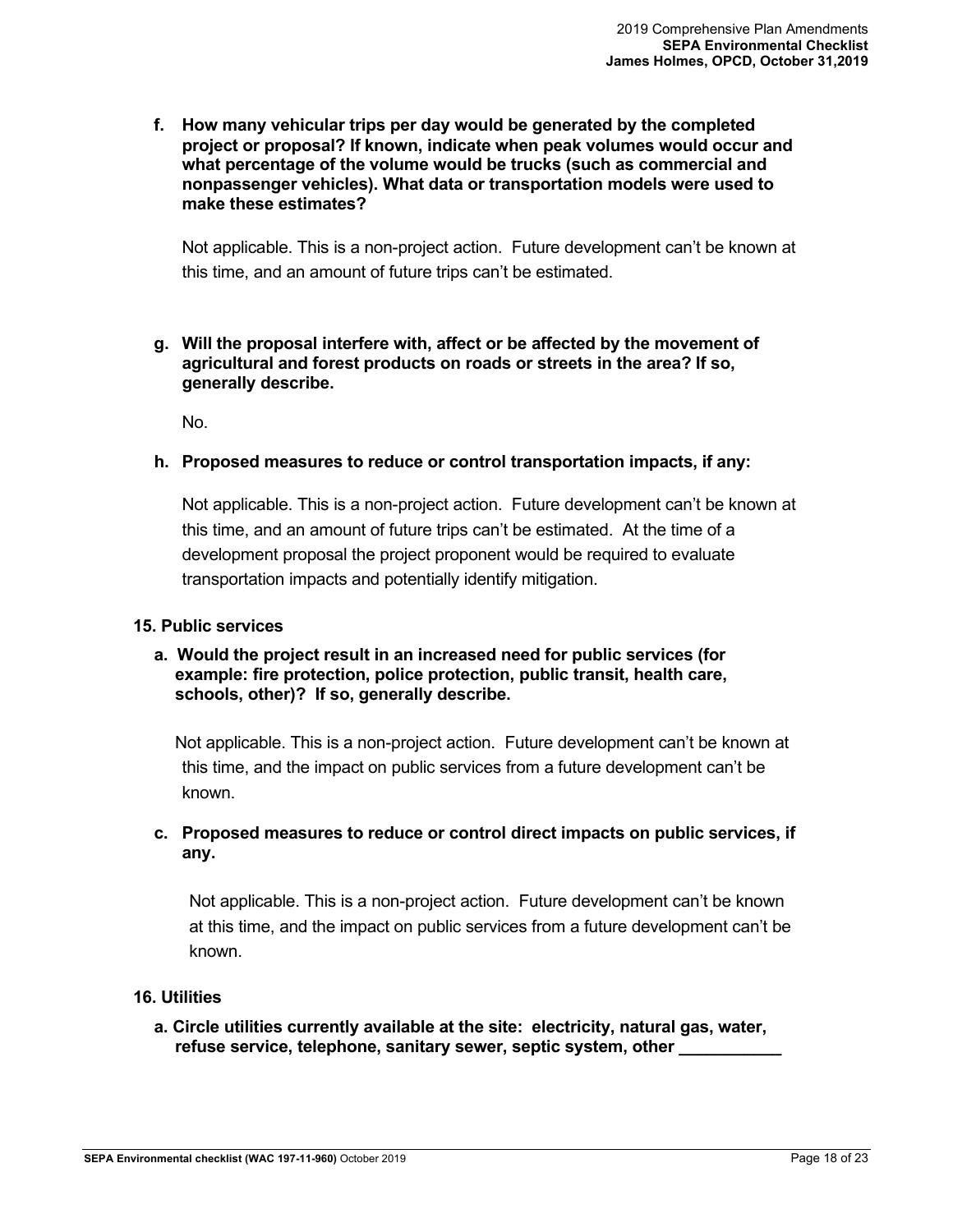**f. How many vehicular trips per day would be generated by the completed project or proposal? If known, indicate when peak volumes would occur and what percentage of the volume would be trucks (such as commercial and nonpassenger vehicles). What data or transportation models were used to make these estimates?**

Not applicable. This is a non-project action. Future development can't be known at this time, and an amount of future trips can't be estimated.

**g. Will the proposal interfere with, affect or be affected by the movement of agricultural and forest products on roads or streets in the area? If so, generally describe.**

No.

**h. Proposed measures to reduce or control transportation impacts, if any:**

Not applicable. This is a non-project action. Future development can't be known at this time, and an amount of future trips can't be estimated. At the time of a development proposal the project proponent would be required to evaluate transportation impacts and potentially identify mitigation.

## 15. Public services

**a. Would the project result in an increased need for public services (for example: fire protection, police protection, public transit, health care, schools, other)? If so, generally describe.**

Not applicable. This is a non-project action. Future development can't be known at this time, and the impact on public services from a future development can't be known.

**c. Proposed measures to reduce or control direct impacts on public services, if any.**

Not applicable. This is a non-project action. Future development can't be known at this time, and the impact on public services from a future development can't be known.

## 16. Utilities

**a. Circle utilities currently available at the site: electricity, natural gas, water, refuse service, telephone, sanitary sewer, septic system, other ___________**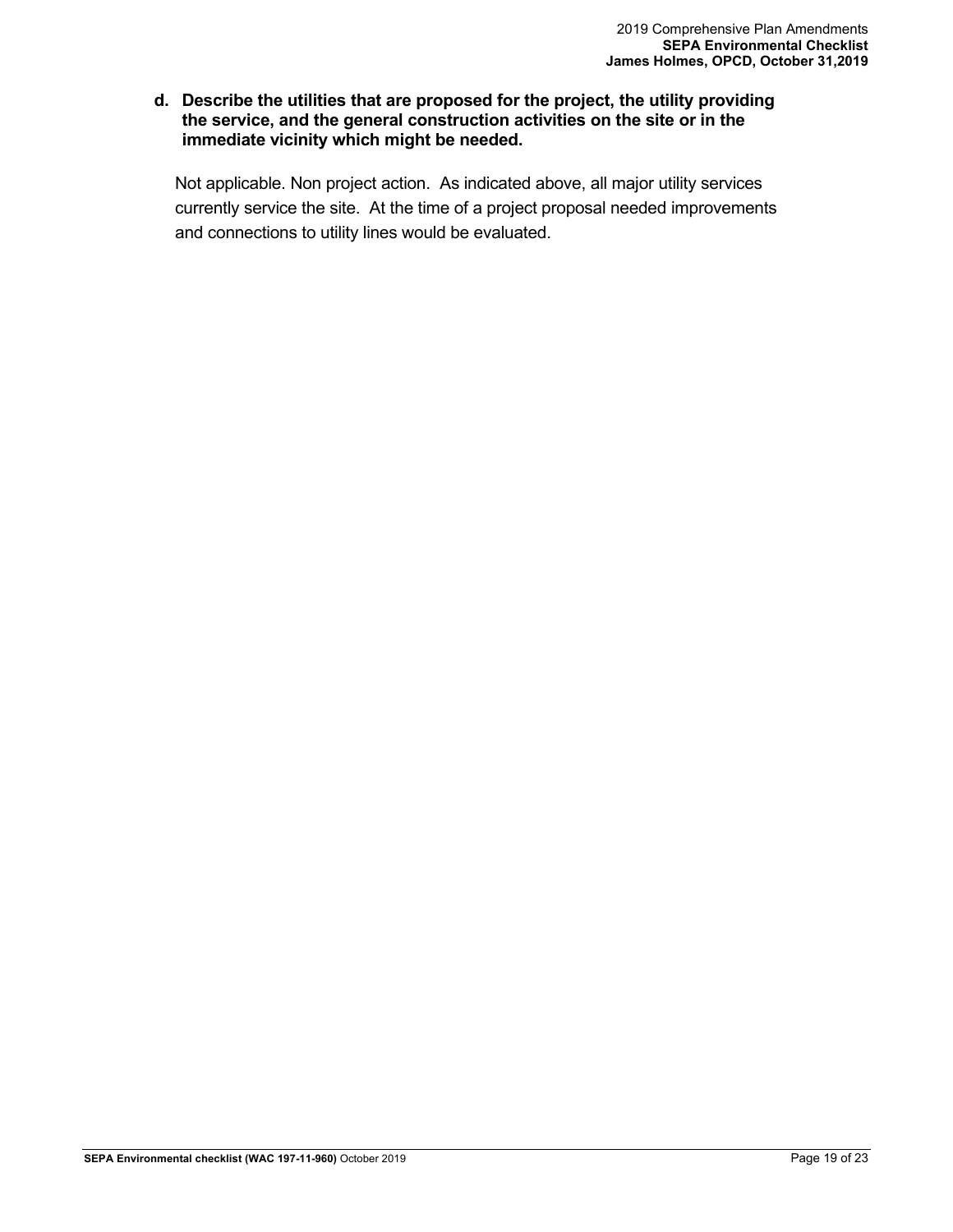**d. Describe the utilities that are proposed for the project, the utility providing the service, and the general construction activities on the site or in the immediate vicinity which might be needed.**

Not applicable. Non project action. As indicated above, all major utility services currently service the site. At the time of a project proposal needed improvements and connections to utility lines would be evaluated.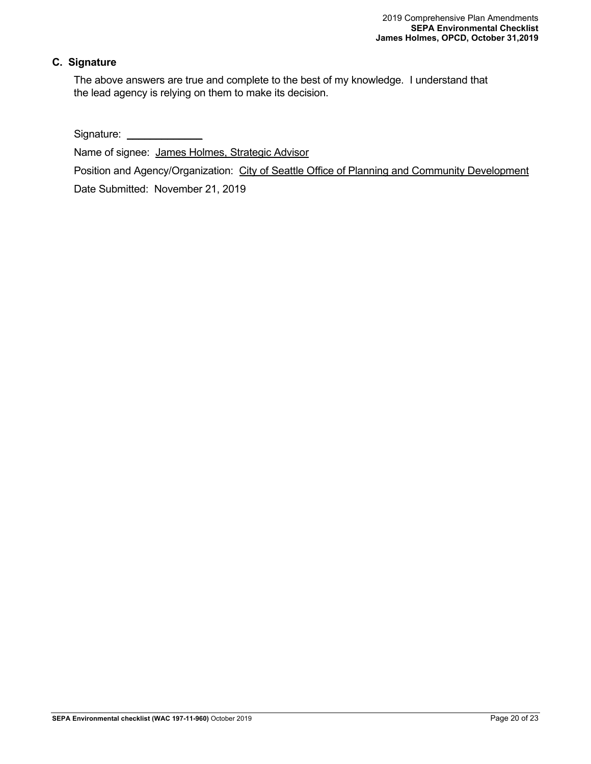## C. Signature

The above answers are true and complete to the best of my knowledge. I understand that the lead agency is relying on them to make its decision.

Signature: \_\_\_\_\_\_\_\_\_\_\_\_\_\_

Name of signee: James Holmes, Strategic Advisor

Position and Agency/Organization: City of Seattle Office of Planning and Community Development

Date Submitted: November 21, 2019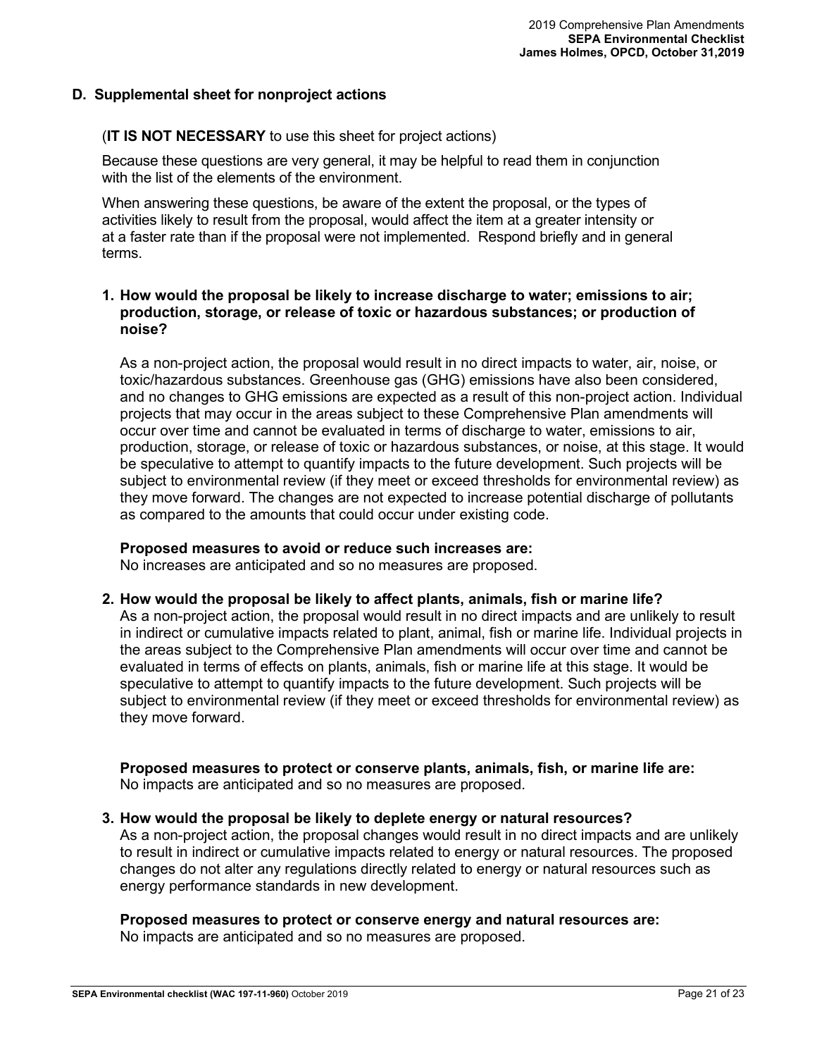## D. Supplemental sheet for nonproject actions

(**IT IS NOT NECESSARY** to use this sheet for project actions)

Because these questions are very general, it may be helpful to read them in conjunction with the list of the elements of the environment.

When answering these questions, be aware of the extent the proposal, or the types of activities likely to result from the proposal, would affect the item at a greater intensity or at a faster rate than if the proposal were not implemented. Respond briefly and in general terms.

**1. How would the proposal be likely to increase discharge to water; emissions to air; production, storage, or release of toxic or hazardous substances; or production of noise?**

As a non-project action, the proposal would result in no direct impacts to water, air, noise, or toxic/hazardous substances. Greenhouse gas (GHG) emissions have also been considered, and no changes to GHG emissions are expected as a result of this non-project action. Individual projects that may occur in the areas subject to these Comprehensive Plan amendments will occur over time and cannot be evaluated in terms of discharge to water, emissions to air, production, storage, or release of toxic or hazardous substances, or noise, at this stage. It would be speculative to attempt to quantify impacts to the future development. Such projects will be subject to environmental review (if they meet or exceed thresholds for environmental review) as they move forward. The changes are not expected to increase potential discharge of pollutants as compared to the amounts that could occur under existing code.

**Proposed measures to avoid or reduce such increases are:**
No increases are anticipated and so no measures are proposed.

**2. How would the proposal be likely to affect plants, animals, fish or marine life?**
As a non-project action, the proposal would result in no direct impacts and are unlikely to result in indirect or cumulative impacts related to plant, animal, fish or marine life. Individual projects in the areas subject to the Comprehensive Plan amendments will occur over time and cannot be evaluated in terms of effects on plants, animals, fish or marine life at this stage. It would be speculative to attempt to quantify impacts to the future development. Such projects will be subject to environmental review (if they meet or exceed thresholds for environmental review) as they move forward.

**Proposed measures to protect or conserve plants, animals, fish, or marine life are:**
No impacts are anticipated and so no measures are proposed.

**3. How would the proposal be likely to deplete energy or natural resources?**
As a non-project action, the proposal changes would result in no direct impacts and are unlikely to result in indirect or cumulative impacts related to energy or natural resources. The proposed changes do not alter any regulations directly related to energy or natural resources such as energy performance standards in new development.

**Proposed measures to protect or conserve energy and natural resources are:**
No impacts are anticipated and so no measures are proposed.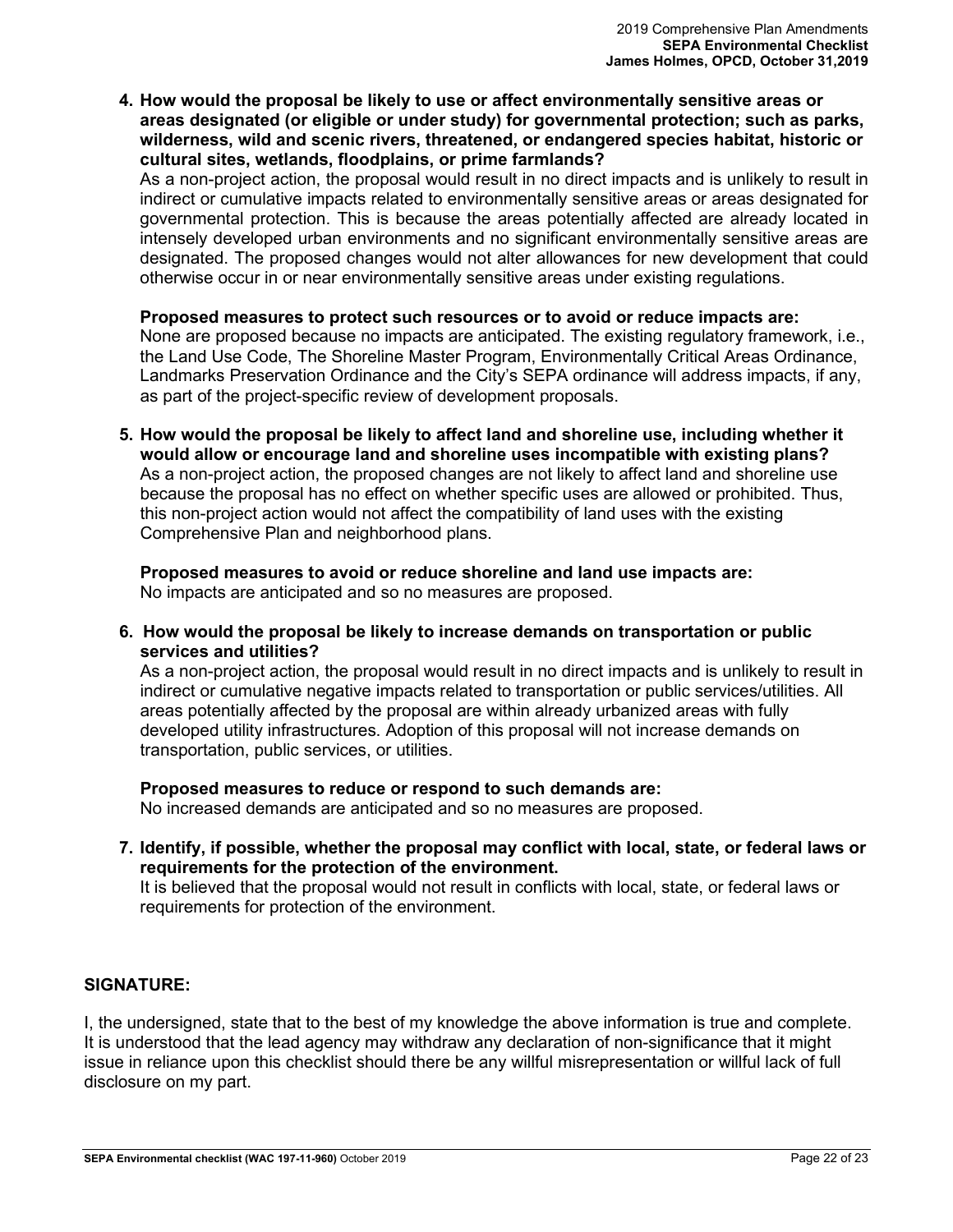**4. How would the proposal be likely to use or affect environmentally sensitive areas or areas designated (or eligible or under study) for governmental protection; such as parks, wilderness, wild and scenic rivers, threatened, or endangered species habitat, historic or cultural sites, wetlands, floodplains, or prime farmlands?**

As a non-project action, the proposal would result in no direct impacts and is unlikely to result in indirect or cumulative impacts related to environmentally sensitive areas or areas designated for governmental protection. This is because the areas potentially affected are already located in intensely developed urban environments and no significant environmentally sensitive areas are designated. The proposed changes would not alter allowances for new development that could otherwise occur in or near environmentally sensitive areas under existing regulations.

**Proposed measures to protect such resources or to avoid or reduce impacts are:**

None are proposed because no impacts are anticipated. The existing regulatory framework, i.e., the Land Use Code, The Shoreline Master Program, Environmentally Critical Areas Ordinance, Landmarks Preservation Ordinance and the City's SEPA ordinance will address impacts, if any, as part of the project-specific review of development proposals.

**5. How would the proposal be likely to affect land and shoreline use, including whether it would allow or encourage land and shoreline uses incompatible with existing plans?**

As a non-project action, the proposed changes are not likely to affect land and shoreline use because the proposal has no effect on whether specific uses are allowed or prohibited. Thus, this non-project action would not affect the compatibility of land uses with the existing Comprehensive Plan and neighborhood plans.

**Proposed measures to avoid or reduce shoreline and land use impacts are:**

No impacts are anticipated and so no measures are proposed.

**6. How would the proposal be likely to increase demands on transportation or public services and utilities?**

As a non-project action, the proposal would result in no direct impacts and is unlikely to result in indirect or cumulative negative impacts related to transportation or public services/utilities. All areas potentially affected by the proposal are within already urbanized areas with fully developed utility infrastructures. Adoption of this proposal will not increase demands on transportation, public services, or utilities.

**Proposed measures to reduce or respond to such demands are:**

No increased demands are anticipated and so no measures are proposed.

**7. Identify, if possible, whether the proposal may conflict with local, state, or federal laws or requirements for the protection of the environment.**

It is believed that the proposal would not result in conflicts with local, state, or federal laws or requirements for protection of the environment.

## SIGNATURE:

I, the undersigned, state that to the best of my knowledge the above information is true and complete. It is understood that the lead agency may withdraw any declaration of non-significance that it might issue in reliance upon this checklist should there be any willful misrepresentation or willful lack of full disclosure on my part.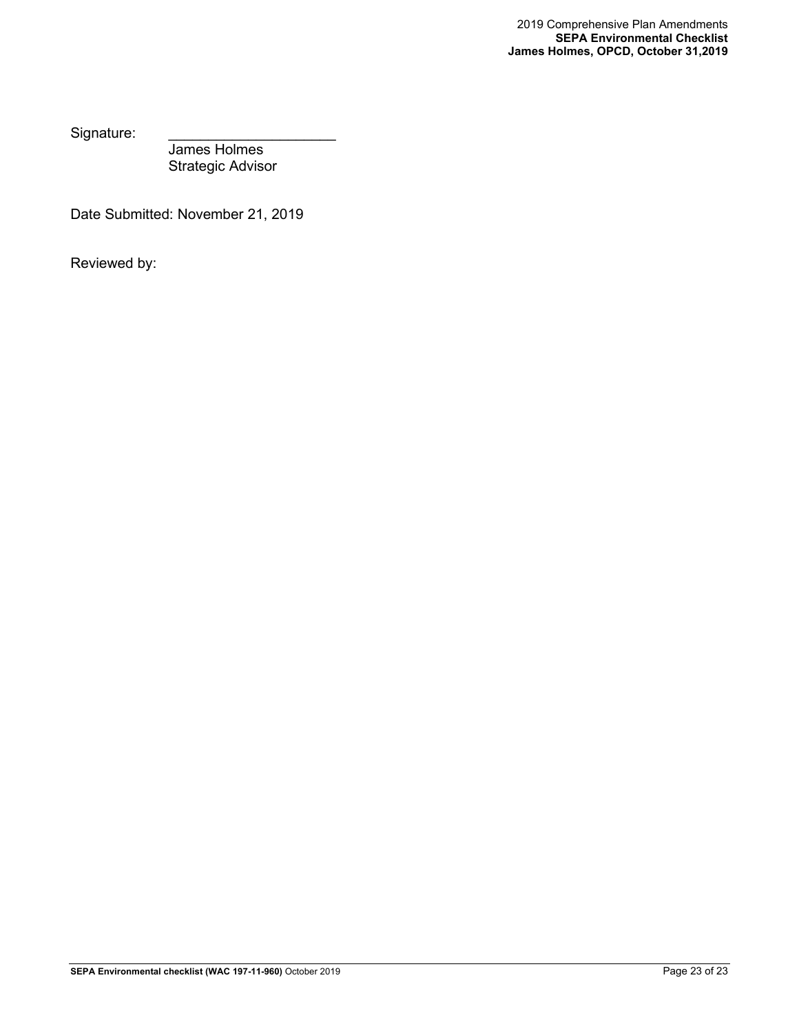Signature: ______________________

James Holmes
Strategic Advisor

Date Submitted: November 21, 2019

Reviewed by: